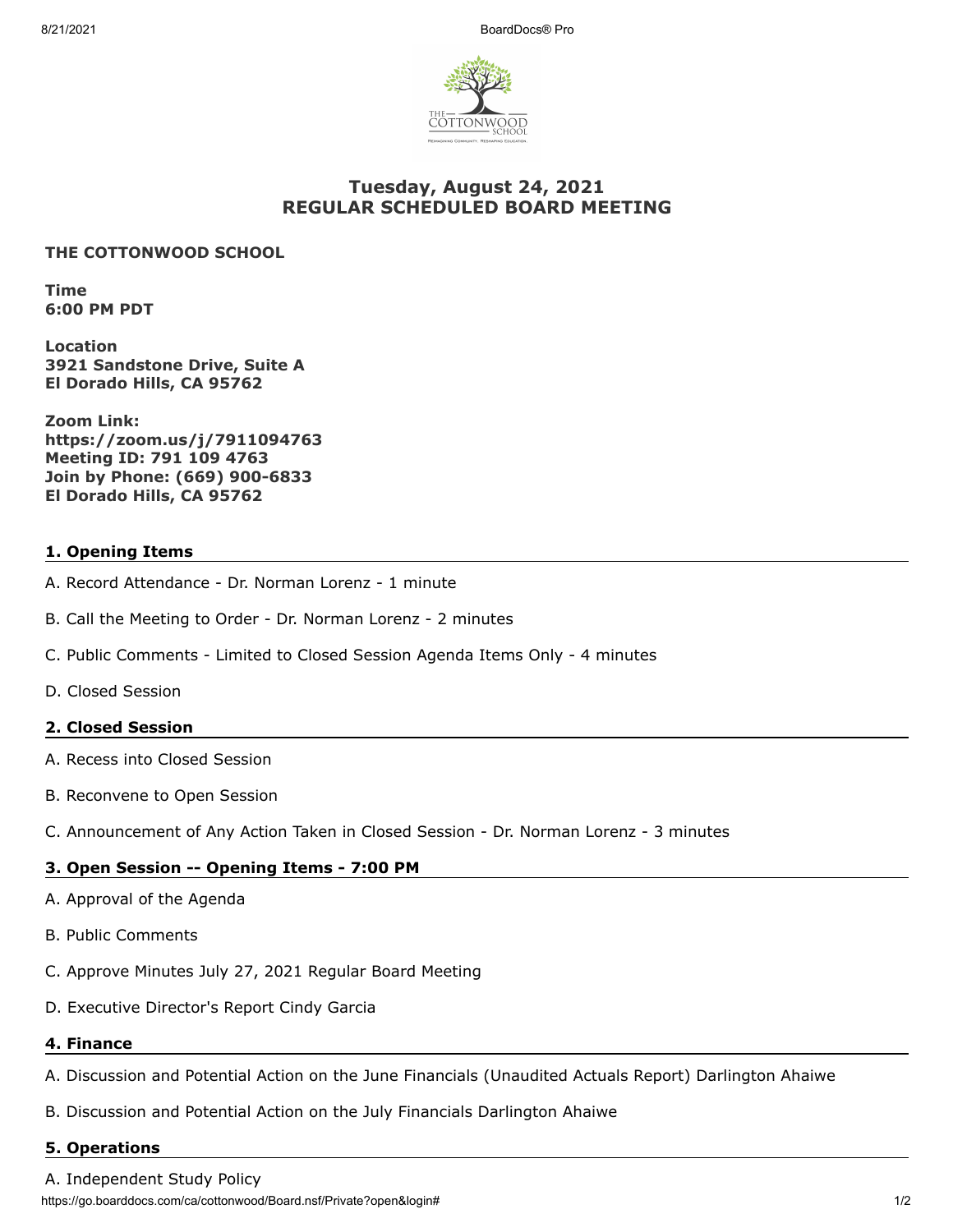# Tuesday, August 24, 2021
# REGULAR SCHEDULED BOARD MEETING

**THE COTTONWOOD SCHOOL**

**Time**
**6:00 PM PDT**

**Location**
**3921 Sandstone Drive, Suite A**
**El Dorado Hills, CA 95762**

**Zoom Link:**
**https://zoom.us/j/7911094763**
**Meeting ID: 791 109 4763**
**Join by Phone: (669) 900-6833**
**El Dorado Hills, CA 95762**

## 1. Opening Items

A. Record Attendance - Dr. Norman Lorenz - 1 minute

B. Call the Meeting to Order - Dr. Norman Lorenz - 2 minutes

C. Public Comments - Limited to Closed Session Agenda Items Only - 4 minutes

D. Closed Session

## 2. Closed Session

A. Recess into Closed Session

B. Reconvene to Open Session

C. Announcement of Any Action Taken in Closed Session - Dr. Norman Lorenz - 3 minutes

## 3. Open Session -- Opening Items - 7:00 PM

A. Approval of the Agenda

B. Public Comments

C. Approve Minutes July 27, 2021 Regular Board Meeting

D. Executive Director's Report Cindy Garcia

## 4. Finance

A. Discussion and Potential Action on the June Financials (Unaudited Actuals Report) Darlington Ahaiwe

B. Discussion and Potential Action on the July Financials Darlington Ahaiwe

## 5. Operations

A. Independent Study Policy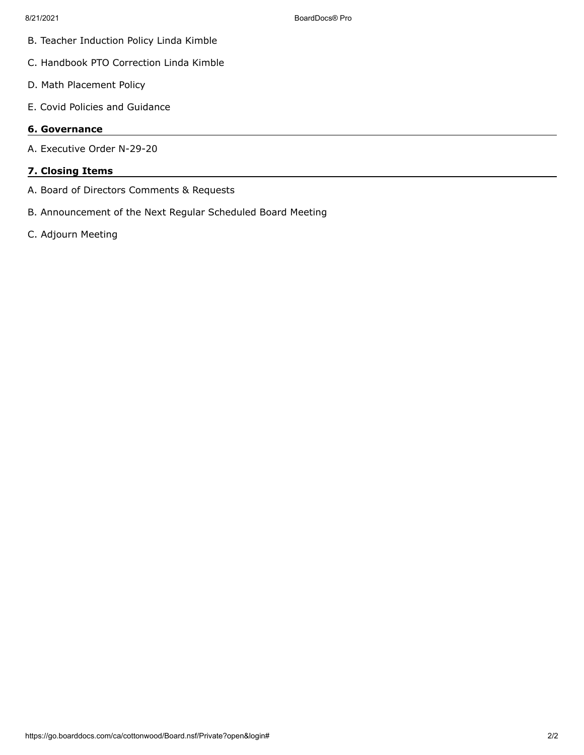B. Teacher Induction Policy Linda Kimble

C. Handbook PTO Correction Linda Kimble

D. Math Placement Policy

E. Covid Policies and Guidance

## 6. Governance

A. Executive Order N-29-20

## 7. Closing Items

A. Board of Directors Comments & Requests

B. Announcement of the Next Regular Scheduled Board Meeting

C. Adjourn Meeting